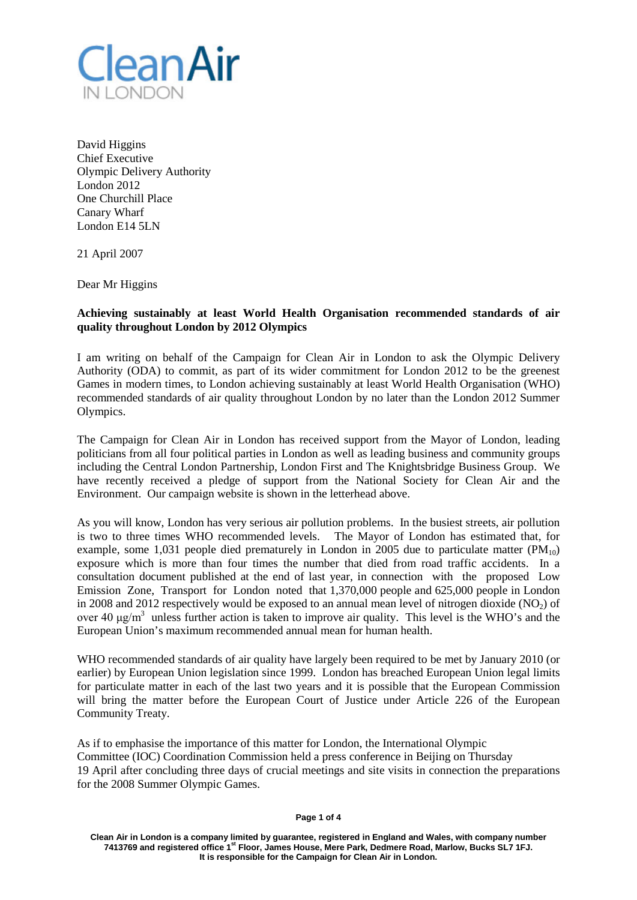Clean Air IN LONDON

David Higgins
Chief Executive
Olympic Delivery Authority
London 2012
One Churchill Place
Canary Wharf
London E14 5LN

21 April 2007

Dear Mr Higgins

**Achieving sustainably at least World Health Organisation recommended standards of air quality throughout London by 2012 Olympics**

I am writing on behalf of the Campaign for Clean Air in London to ask the Olympic Delivery Authority (ODA) to commit, as part of its wider commitment for London 2012 to be the greenest Games in modern times, to London achieving sustainably at least World Health Organisation (WHO) recommended standards of air quality throughout London by no later than the London 2012 Summer Olympics.

The Campaign for Clean Air in London has received support from the Mayor of London, leading politicians from all four political parties in London as well as leading business and community groups including the Central London Partnership, London First and The Knightsbridge Business Group. We have recently received a pledge of support from the National Society for Clean Air and the Environment. Our campaign website is shown in the letterhead above.

As you will know, London has very serious air pollution problems. In the busiest streets, air pollution is two to three times WHO recommended levels. The Mayor of London has estimated that, for example, some 1,031 people died prematurely in London in 2005 due to particulate matter ($PM_{10}$) exposure which is more than four times the number that died from road traffic accidents. In a consultation document published at the end of last year, in connection with the proposed Low Emission Zone, Transport for London noted that 1,370,000 people and 625,000 people in London in 2008 and 2012 respectively would be exposed to an annual mean level of nitrogen dioxide ($NO_2$) of over 40 $\mu g/m^3$ unless further action is taken to improve air quality. This level is the WHO's and the European Union's maximum recommended annual mean for human health.

WHO recommended standards of air quality have largely been required to be met by January 2010 (or earlier) by European Union legislation since 1999. London has breached European Union legal limits for particulate matter in each of the last two years and it is possible that the European Commission will bring the matter before the European Court of Justice under Article 226 of the European Community Treaty.

As if to emphasise the importance of this matter for London, the International Olympic Committee (IOC) Coordination Commission held a press conference in Beijing on Thursday 19 April after concluding three days of crucial meetings and site visits in connection the preparations for the 2008 Summer Olympic Games.

Clean Air in London is a company limited by guarantee, registered in England and Wales, with company number 7413769 and registered office 1st Floor, James House, Mere Park, Dedmere Road, Marlow, Bucks SL7 1FJ. It is responsible for the Campaign for Clean Air in London.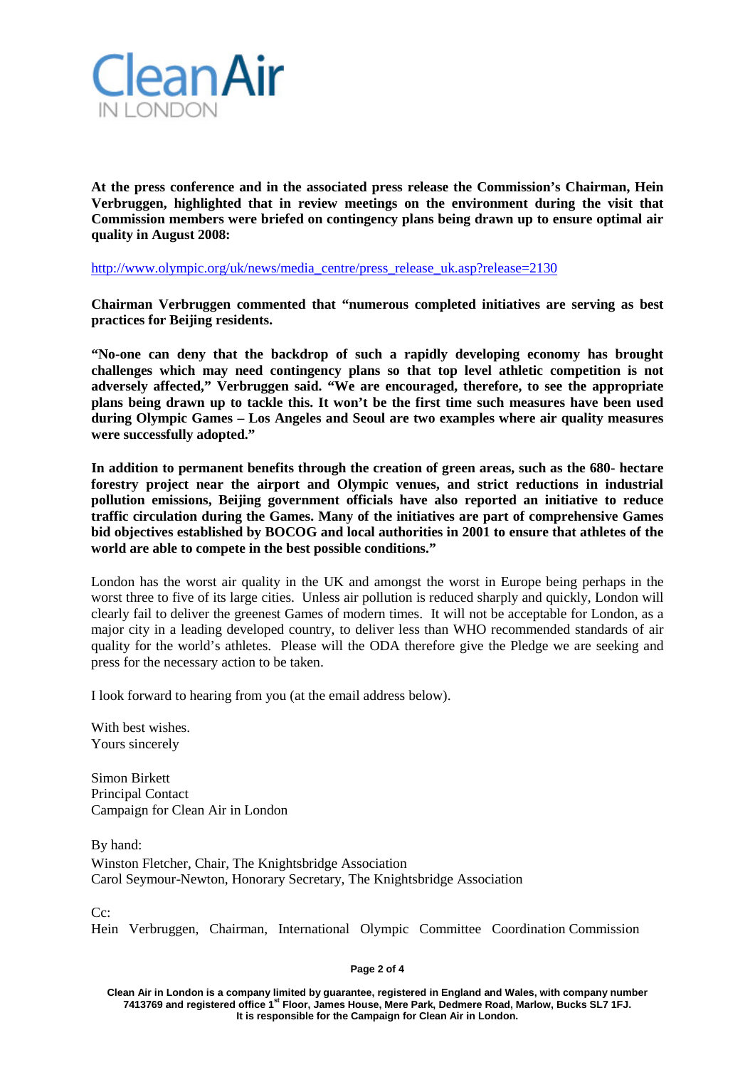**At the press conference and in the associated press release the Commission's Chairman, Hein Verbruggen, highlighted that in review meetings on the environment during the visit that Commission members were briefed on contingency plans being drawn up to ensure optimal air quality in August 2008:**

http://www.olympic.org/uk/news/media_centre/press_release_uk.asp?release=2130

**Chairman Verbruggen commented that "numerous completed initiatives are serving as best practices for Beijing residents.**

**"No-one can deny that the backdrop of such a rapidly developing economy has brought challenges which may need contingency plans so that top level athletic competition is not adversely affected," Verbruggen said. "We are encouraged, therefore, to see the appropriate plans being drawn up to tackle this. It won't be the first time such measures have been used during Olympic Games – Los Angeles and Seoul are two examples where air quality measures were successfully adopted."**

**In addition to permanent benefits through the creation of green areas, such as the 680- hectare forestry project near the airport and Olympic venues, and strict reductions in industrial pollution emissions, Beijing government officials have also reported an initiative to reduce traffic circulation during the Games. Many of the initiatives are part of comprehensive Games bid objectives established by BOCOG and local authorities in 2001 to ensure that athletes of the world are able to compete in the best possible conditions."**

London has the worst air quality in the UK and amongst the worst in Europe being perhaps in the worst three to five of its large cities. Unless air pollution is reduced sharply and quickly, London will clearly fail to deliver the greenest Games of modern times. It will not be acceptable for London, as a major city in a leading developed country, to deliver less than WHO recommended standards of air quality for the world's athletes. Please will the ODA therefore give the Pledge we are seeking and press for the necessary action to be taken.

I look forward to hearing from you (at the email address below).

With best wishes.
Yours sincerely

Simon Birkett
Principal Contact
Campaign for Clean Air in London

By hand:
Winston Fletcher, Chair, The Knightsbridge Association
Carol Seymour-Newton, Honorary Secretary, The Knightsbridge Association

Cc:
Hein Verbruggen, Chairman, International Olympic Committee Coordination Commission

Clean Air in London is a company limited by guarantee, registered in England and Wales, with company number 7413769 and registered office 1st Floor, James House, Mere Park, Dedmere Road, Marlow, Bucks SL7 1FJ. It is responsible for the Campaign for Clean Air in London.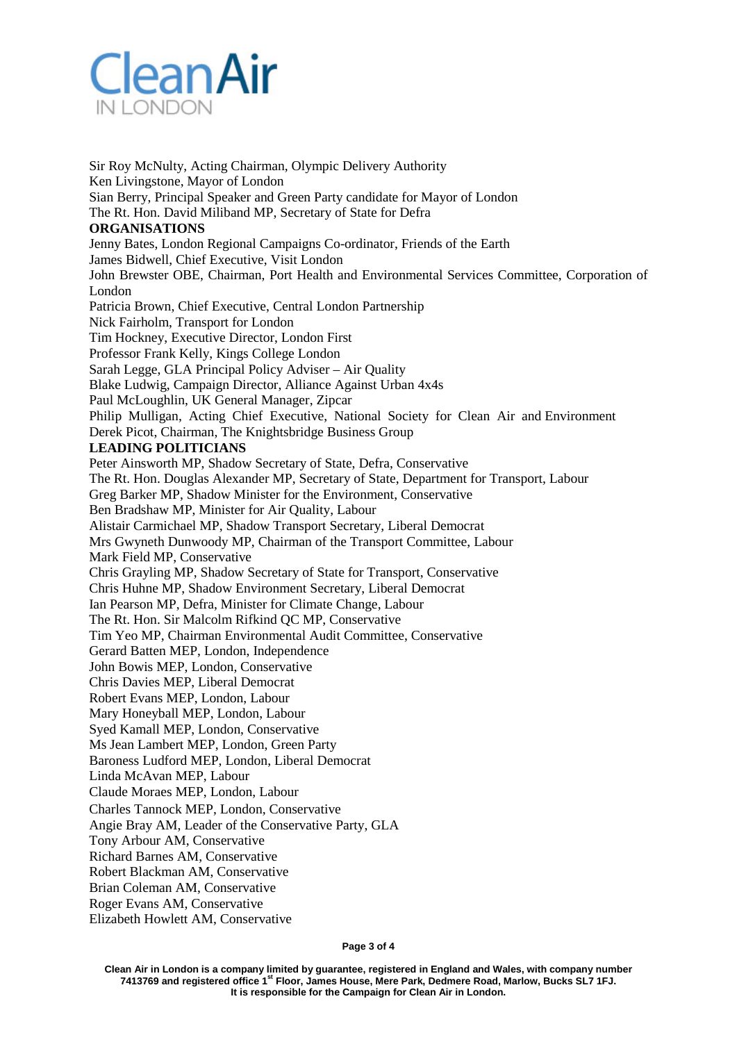Sir Roy McNulty, Acting Chairman, Olympic Delivery Authority
Ken Livingstone, Mayor of London
Sian Berry, Principal Speaker and Green Party candidate for Mayor of London
The Rt. Hon. David Miliband MP, Secretary of State for Defra

**ORGANISATIONS**

Jenny Bates, London Regional Campaigns Co-ordinator, Friends of the Earth
James Bidwell, Chief Executive, Visit London
John Brewster OBE, Chairman, Port Health and Environmental Services Committee, Corporation of London
Patricia Brown, Chief Executive, Central London Partnership
Nick Fairholm, Transport for London
Tim Hockney, Executive Director, London First
Professor Frank Kelly, Kings College London
Sarah Legge, GLA Principal Policy Adviser – Air Quality
Blake Ludwig, Campaign Director, Alliance Against Urban 4x4s
Paul McLoughlin, UK General Manager, Zipcar
Philip Mulligan, Acting Chief Executive, National Society for Clean Air and Environment
Derek Picot, Chairman, The Knightsbridge Business Group

**LEADING POLITICIANS**

Peter Ainsworth MP, Shadow Secretary of State, Defra, Conservative
The Rt. Hon. Douglas Alexander MP, Secretary of State, Department for Transport, Labour
Greg Barker MP, Shadow Minister for the Environment, Conservative
Ben Bradshaw MP, Minister for Air Quality, Labour
Alistair Carmichael MP, Shadow Transport Secretary, Liberal Democrat
Mrs Gwyneth Dunwoody MP, Chairman of the Transport Committee, Labour
Mark Field MP, Conservative
Chris Grayling MP, Shadow Secretary of State for Transport, Conservative
Chris Huhne MP, Shadow Environment Secretary, Liberal Democrat
Ian Pearson MP, Defra, Minister for Climate Change, Labour
The Rt. Hon. Sir Malcolm Rifkind QC MP, Conservative
Tim Yeo MP, Chairman Environmental Audit Committee, Conservative
Gerard Batten MEP, London, Independence
John Bowis MEP, London, Conservative
Chris Davies MEP, Liberal Democrat
Robert Evans MEP, London, Labour
Mary Honeyball MEP, London, Labour
Syed Kamall MEP, London, Conservative
Ms Jean Lambert MEP, London, Green Party
Baroness Ludford MEP, London, Liberal Democrat
Linda McAvan MEP, Labour
Claude Moraes MEP, London, Labour
Charles Tannock MEP, London, Conservative
Angie Bray AM, Leader of the Conservative Party, GLA
Tony Arbour AM, Conservative
Richard Barnes AM, Conservative
Robert Blackman AM, Conservative
Brian Coleman AM, Conservative
Roger Evans AM, Conservative
Elizabeth Howlett AM, Conservative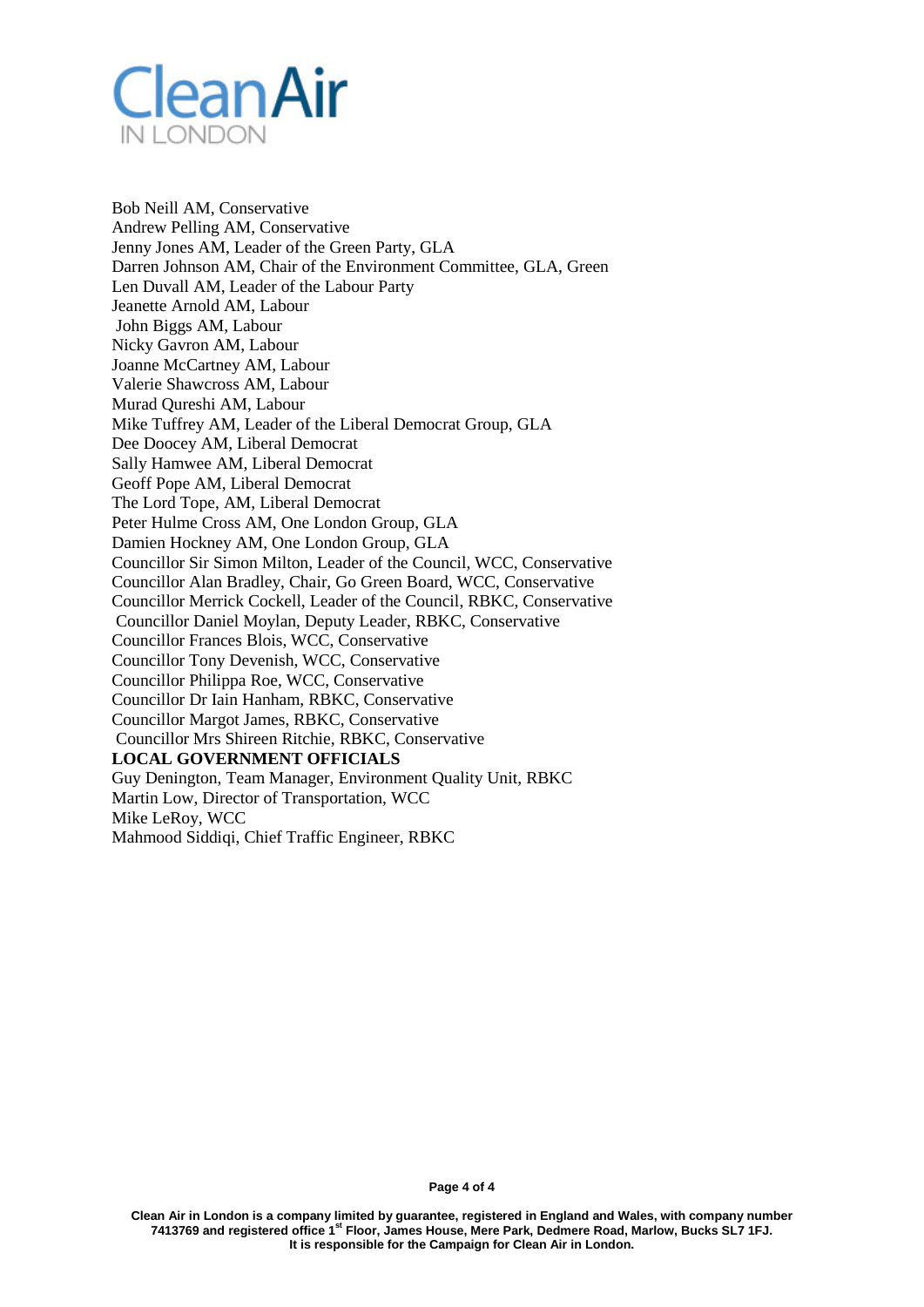Bob Neill AM, Conservative
Andrew Pelling AM, Conservative
Jenny Jones AM, Leader of the Green Party, GLA
Darren Johnson AM, Chair of the Environment Committee, GLA, Green
Len Duvall AM, Leader of the Labour Party
Jeanette Arnold AM, Labour
John Biggs AM, Labour
Nicky Gavron AM, Labour
Joanne McCartney AM, Labour
Valerie Shawcross AM, Labour
Murad Qureshi AM, Labour
Mike Tuffrey AM, Leader of the Liberal Democrat Group, GLA
Dee Doocey AM, Liberal Democrat
Sally Hamwee AM, Liberal Democrat
Geoff Pope AM, Liberal Democrat
The Lord Tope, AM, Liberal Democrat
Peter Hulme Cross AM, One London Group, GLA
Damien Hockney AM, One London Group, GLA
Councillor Sir Simon Milton, Leader of the Council, WCC, Conservative
Councillor Alan Bradley, Chair, Go Green Board, WCC, Conservative
Councillor Merrick Cockell, Leader of the Council, RBKC, Conservative
Councillor Daniel Moylan, Deputy Leader, RBKC, Conservative
Councillor Frances Blois, WCC, Conservative
Councillor Tony Devenish, WCC, Conservative
Councillor Philippa Roe, WCC, Conservative
Councillor Dr Iain Hanham, RBKC, Conservative
Councillor Margot James, RBKC, Conservative
Councillor Mrs Shireen Ritchie, RBKC, Conservative

**LOCAL GOVERNMENT OFFICIALS**

Guy Denington, Team Manager, Environment Quality Unit, RBKC
Martin Low, Director of Transportation, WCC
Mike LeRoy, WCC
Mahmood Siddiqi, Chief Traffic Engineer, RBKC